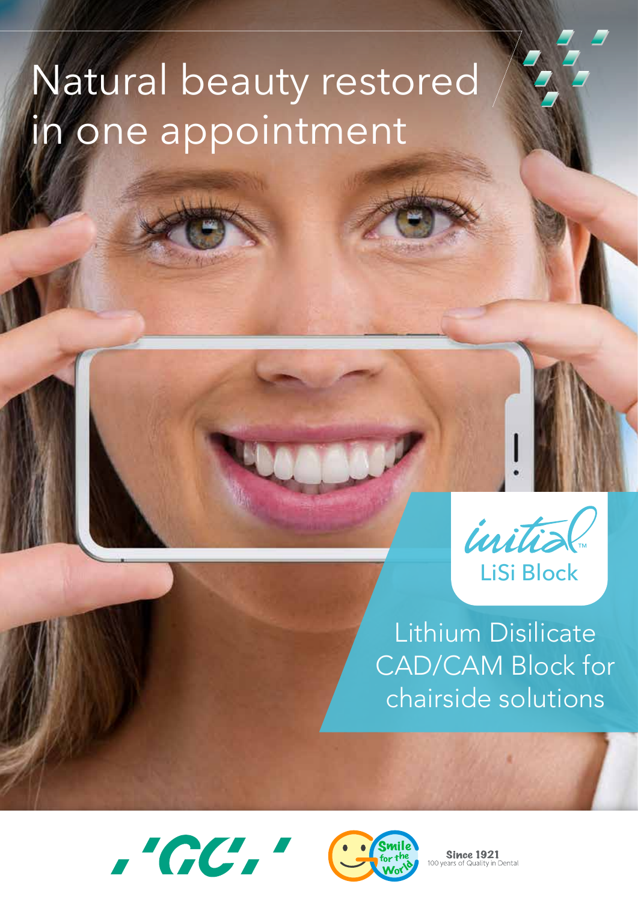# Natural beauty restored in one appointment

initial™

LiSi Block

Lithium Disilicate CAD/CAM Block for chairside solutions

GC

Smile for the World

Since 1921
100 years of Quality in Dental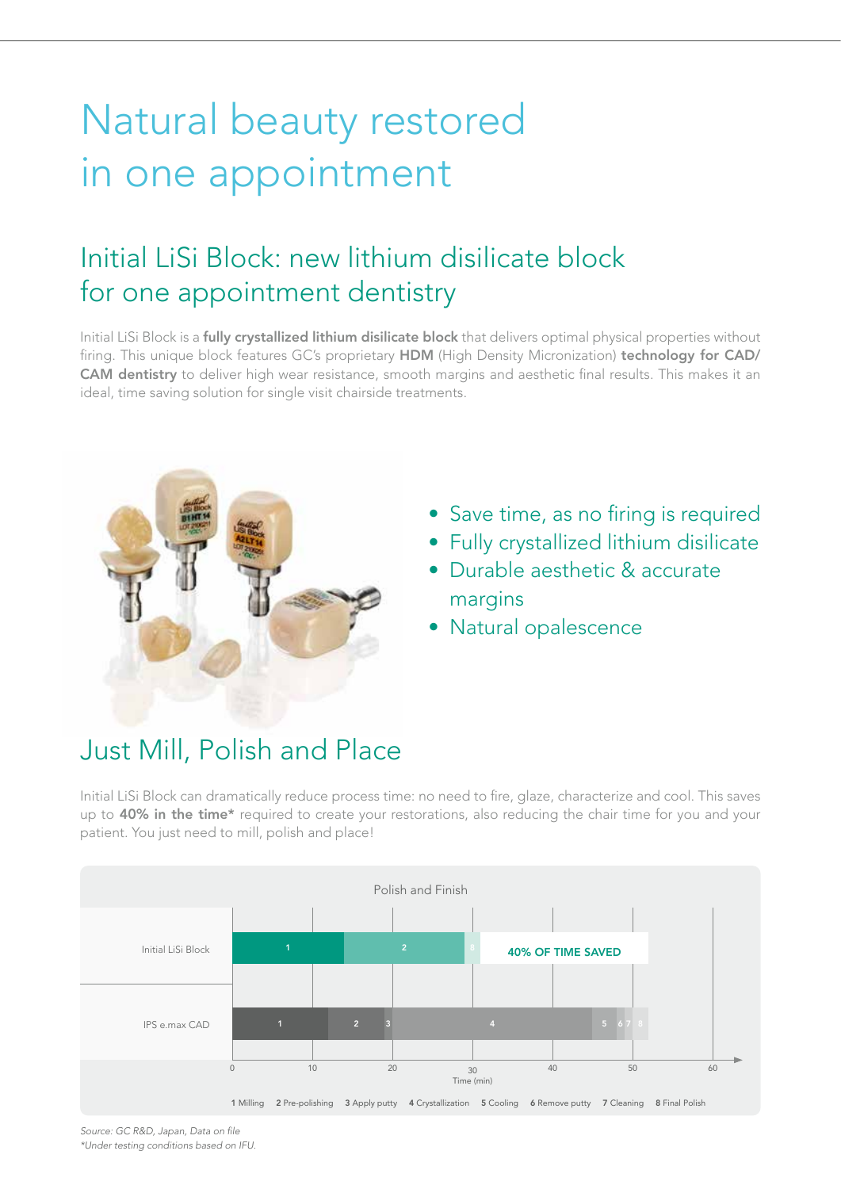# Natural beauty restored in one appointment

## Initial LiSi Block: new lithium disilicate block for one appointment dentistry

Initial LiSi Block is a **fully crystallized lithium disilicate block** that delivers optimal physical properties without firing. This unique block features GC's proprietary **HDM** (High Density Micronization) **technology for CAD/CAM dentistry** to deliver high wear resistance, smooth margins and aesthetic final results. This makes it an ideal, time saving solution for single visit chairside treatments.

- Save time, as no firing is required
- Fully crystallized lithium disilicate
- Durable aesthetic & accurate margins
- Natural opalescence

## Just Mill, Polish and Place

Initial LiSi Block can dramatically reduce process time: no need to fire, glaze, characterize and cool. This saves up to **40% in the time*** required to create your restorations, also reducing the chair time for you and your patient. You just need to mill, polish and place!

Polish and Finish

Initial LiSi Block: 1 | 2 | 8 — 40% OF TIME SAVED

IPS e.max CAD: 1 | 2 | 3 | 4 | 5 | 6 | 7 | 8

Time (min): 0, 10, 20, 30, 40, 50, 60

**1** Milling **2** Pre-polishing **3** Apply putty **4** Crystallization **5** Cooling **6** Remove putty **7** Cleaning **8** Final Polish

*Source: GC R&D, Japan, Data on file*
*\*Under testing conditions based on IFU.*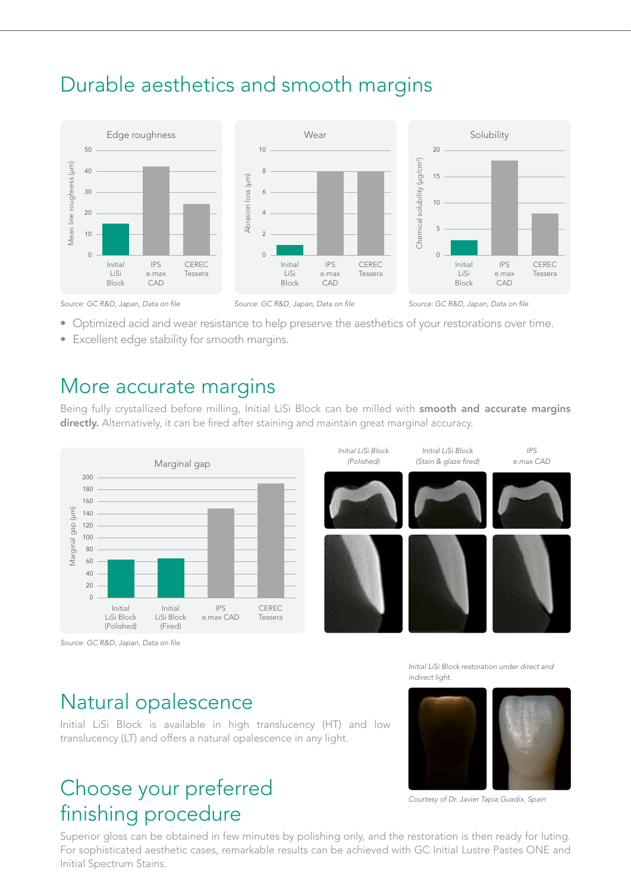# Durable aesthetics and smooth margins

Edge roughness

Source: GC R&D, Japan, Data on file

Wear

Source: GC R&D, Japan, Data on file

Solubility

Source: GC R&D, Japan, Data on file

- Optimized acid and wear resistance to help preserve the aesthetics of your restorations over time.
- Excellent edge stability for smooth margins.

# More accurate margins

Being fully crystallized before milling, Initial LiSi Block can be milled with **smooth and accurate margins directly.** Alternatively, it can be fired after staining and maintain great marginal accuracy.

Marginal gap

Source: GC R&D, Japan, Data on file

*Initial LiSi Block (Polished)* | *Initial LiSi Block (Stain & glaze fired)* | *IPS e.max CAD*

# Natural opalescence

Initial LiSi Block is available in high translucency (HT) and low translucency (LT) and offers a natural opalescence in any light.

*Initial LiSi Block restoration under direct and indirect light.*

*Courtesy of Dr. Javier Tapia Guadix, Spain*

# Choose your preferred finishing procedure

Superior gloss can be obtained in few minutes by polishing only, and the restoration is then ready for luting. For sophisticated aesthetic cases, remarkable results can be achieved with GC Initial Lustre Pastes ONE and Initial Spectrum Stains.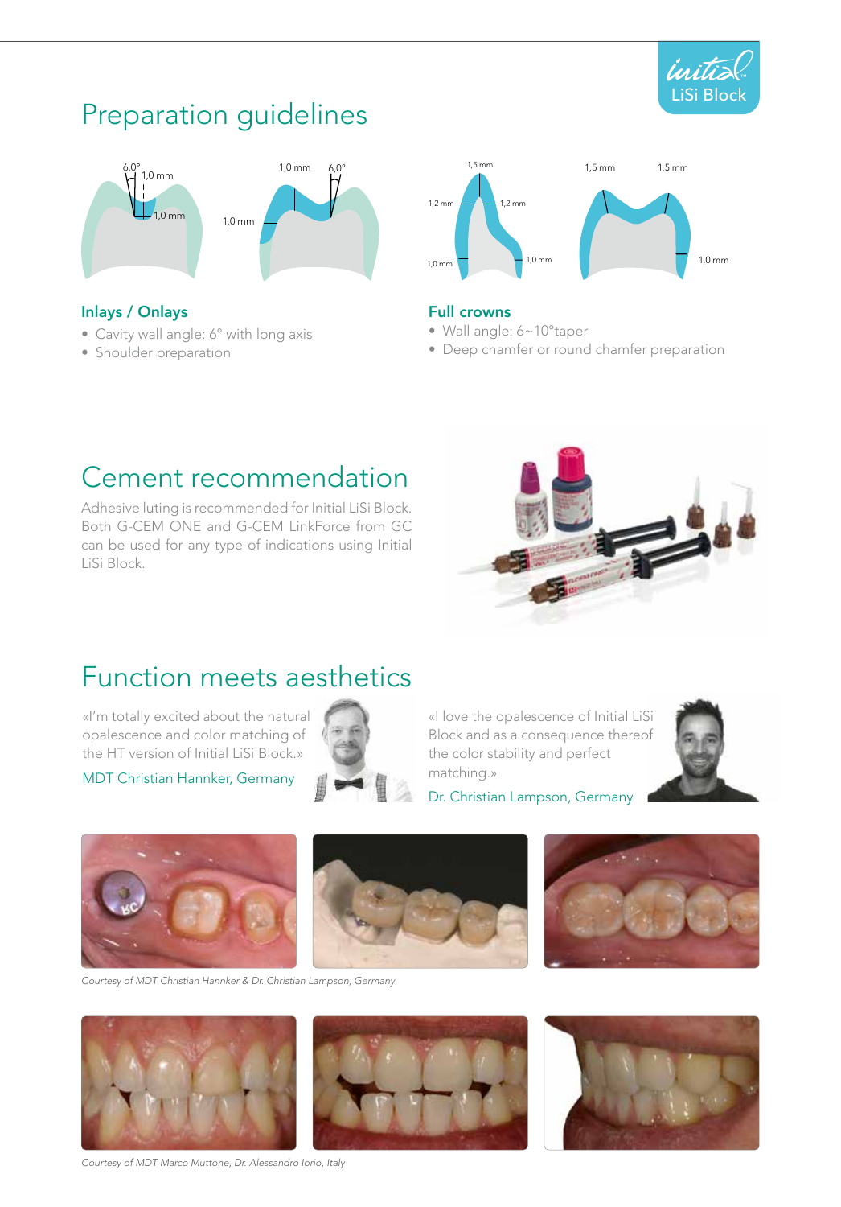# Preparation guidelines

### Inlays / Onlays

- Cavity wall angle: 6° with long axis
- Shoulder preparation

### Full crowns

- Wall angle: 6~10°taper
- Deep chamfer or round chamfer preparation

## Cement recommendation

Adhesive luting is recommended for Initial LiSi Block. Both G-CEM ONE and G-CEM LinkForce from GC can be used for any type of indications using Initial LiSi Block.

## Function meets aesthetics

«I'm totally excited about the natural opalescence and color matching of the HT version of Initial LiSi Block.»

MDT Christian Hannker, Germany

«I love the opalescence of Initial LiSi Block and as a consequence thereof the color stability and perfect matching.»

Dr. Christian Lampson, Germany

*Courtesy of MDT Christian Hannker & Dr. Christian Lampson, Germany*

*Courtesy of MDT Marco Muttone, Dr. Alessandro Iorio, Italy*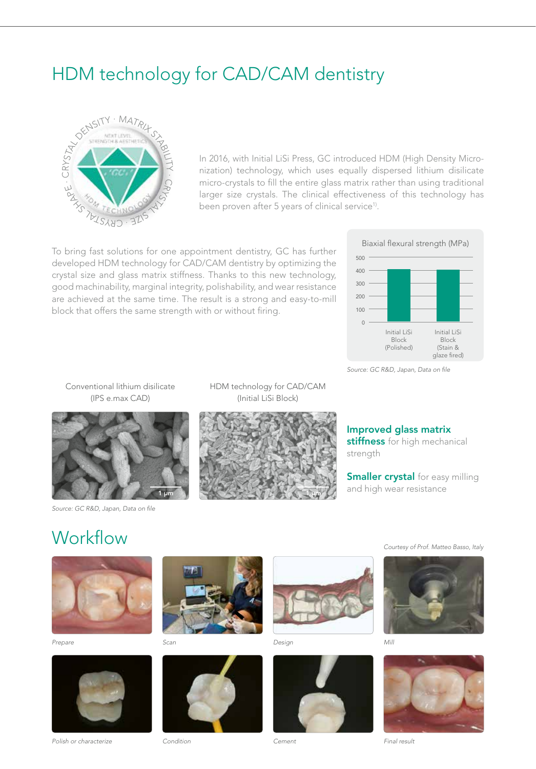# HDM technology for CAD/CAM dentistry

In 2016, with Initial LiSi Press, GC introduced HDM (High Density Micronization) technology, which uses equally dispersed lithium disilicate micro-crystals to fill the entire glass matrix rather than using traditional larger size crystals. The clinical effectiveness of this technology has been proven after 5 years of clinical service[1].

To bring fast solutions for one appointment dentistry, GC has further developed HDM technology for CAD/CAM dentistry by optimizing the crystal size and glass matrix stiffness. Thanks to this new technology, good machinability, marginal integrity, polishability, and wear resistance are achieved at the same time. The result is a strong and easy-to-mill block that offers the same strength with or without firing.

Biaxial flexural strength (MPa)

Initial LiSi Block (Polished) | Initial LiSi Block (Stain & glaze fired)

*Source: GC R&D, Japan, Data on file*

Conventional lithium disilicate (IPS e.max CAD)

HDM technology for CAD/CAM (Initial LiSi Block)

*Source: GC R&D, Japan, Data on file*

**Improved glass matrix stiffness** for high mechanical strength

**Smaller crystal** for easy milling and high wear resistance

## Workflow

*Courtesy of Prof. Matteo Basso, Italy*

*Prepare*

*Scan*

*Design*

*Mill*

*Polish or characterize*

*Condition*

*Cement*

*Final result*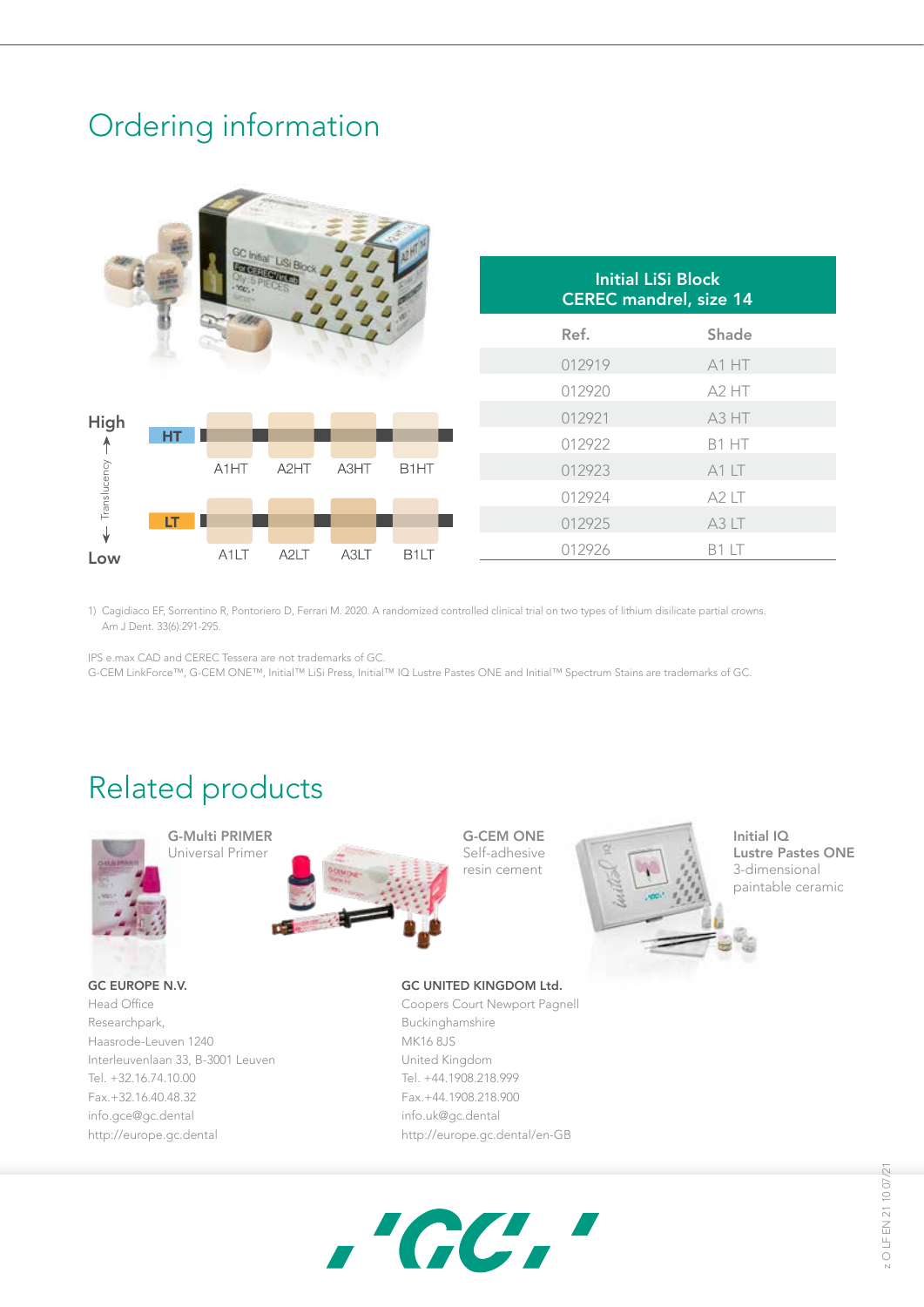# Ordering information

High

HT

A1HT A2HT A3HT B1HT

Translucency

LT

A1LT A2LT A3LT B1LT

Low

| Initial LiSi Block CEREC mandrel, size 14 | |
|---|---|
| Ref. | Shade |
| 012919 | A1 HT |
| 012920 | A2 HT |
| 012921 | A3 HT |
| 012922 | B1 HT |
| 012923 | A1 LT |
| 012924 | A2 LT |
| 012925 | A3 LT |
| 012926 | B1 LT |

1) Cagidiaco EF, Sorrentino R, Pontoriero D, Ferrari M. 2020. A randomized controlled clinical trial on two types of lithium disilicate partial crowns. Am J Dent. 33(6):291-295.

IPS e.max CAD and CEREC Tessera are not trademarks of GC.
G-CEM LinkForce™, G-CEM ONE™, Initial™ LiSi Press, Initial™ IQ Lustre Pastes ONE and Initial™ Spectrum Stains are trademarks of GC.

# Related products

**G-Multi PRIMER**
Universal Primer

**G-CEM ONE**
Self-adhesive resin cement

**Initial IQ Lustre Pastes ONE**
3-dimensional paintable ceramic

**GC EUROPE N.V.**
Head Office
Researchpark,
Haasrode-Leuven 1240
Interleuvenlaan 33, B-3001 Leuven
Tel. +32.16.74.10.00
Fax.+32.16.40.48.32
info.gce@gc.dental
http://europe.gc.dental

**GC UNITED KINGDOM Ltd.**
Coopers Court Newport Pagnell
Buckinghamshire
MK16 8JS
United Kingdom
Tel. +44.1908.218.999
Fax.+44.1908.218.900
info.uk@gc.dental
http://europe.gc.dental/en-GB

z O LF EN 21 10 07/21